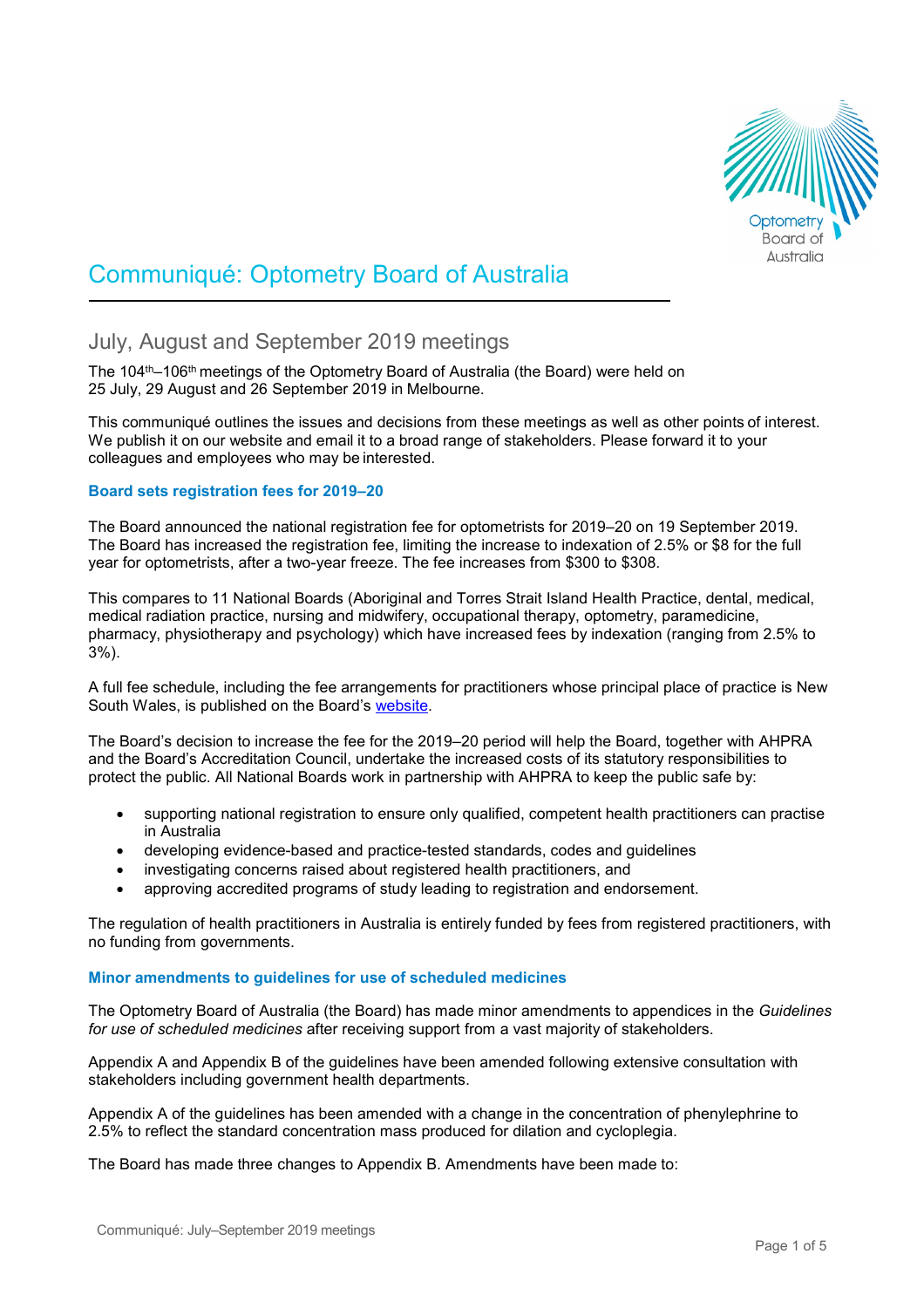# Communiqué: Optometry Board of Australia

## July, August and September 2019 meetings

The 104th–106th meetings of the Optometry Board of Australia (the Board) were held on 25 July, 29 August and 26 September 2019 in Melbourne.

This communiqué outlines the issues and decisions from these meetings as well as other points of interest. We publish it on our website and email it to a broad range of stakeholders. Please forward it to your colleagues and employees who may be interested.

### Board sets registration fees for 2019–20

The Board announced the national registration fee for optometrists for 2019–20 on 19 September 2019. The Board has increased the registration fee, limiting the increase to indexation of 2.5% or $8 for the full year for optometrists, after a two-year freeze. The fee increases from $300 to $308.

This compares to 11 National Boards (Aboriginal and Torres Strait Island Health Practice, dental, medical, medical radiation practice, nursing and midwifery, occupational therapy, optometry, paramedicine, pharmacy, physiotherapy and psychology) which have increased fees by indexation (ranging from 2.5% to 3%).

A full fee schedule, including the fee arrangements for practitioners whose principal place of practice is New South Wales, is published on the Board's website.

The Board's decision to increase the fee for the 2019–20 period will help the Board, together with AHPRA and the Board's Accreditation Council, undertake the increased costs of its statutory responsibilities to protect the public. All National Boards work in partnership with AHPRA to keep the public safe by:

- supporting national registration to ensure only qualified, competent health practitioners can practise in Australia
- developing evidence-based and practice-tested standards, codes and guidelines
- investigating concerns raised about registered health practitioners, and
- approving accredited programs of study leading to registration and endorsement.

The regulation of health practitioners in Australia is entirely funded by fees from registered practitioners, with no funding from governments.

### Minor amendments to guidelines for use of scheduled medicines

The Optometry Board of Australia (the Board) has made minor amendments to appendices in the *Guidelines for use of scheduled medicines* after receiving support from a vast majority of stakeholders.

Appendix A and Appendix B of the guidelines have been amended following extensive consultation with stakeholders including government health departments.

Appendix A of the guidelines has been amended with a change in the concentration of phenylephrine to 2.5% to reflect the standard concentration mass produced for dilation and cycloplegia.

The Board has made three changes to Appendix B. Amendments have been made to: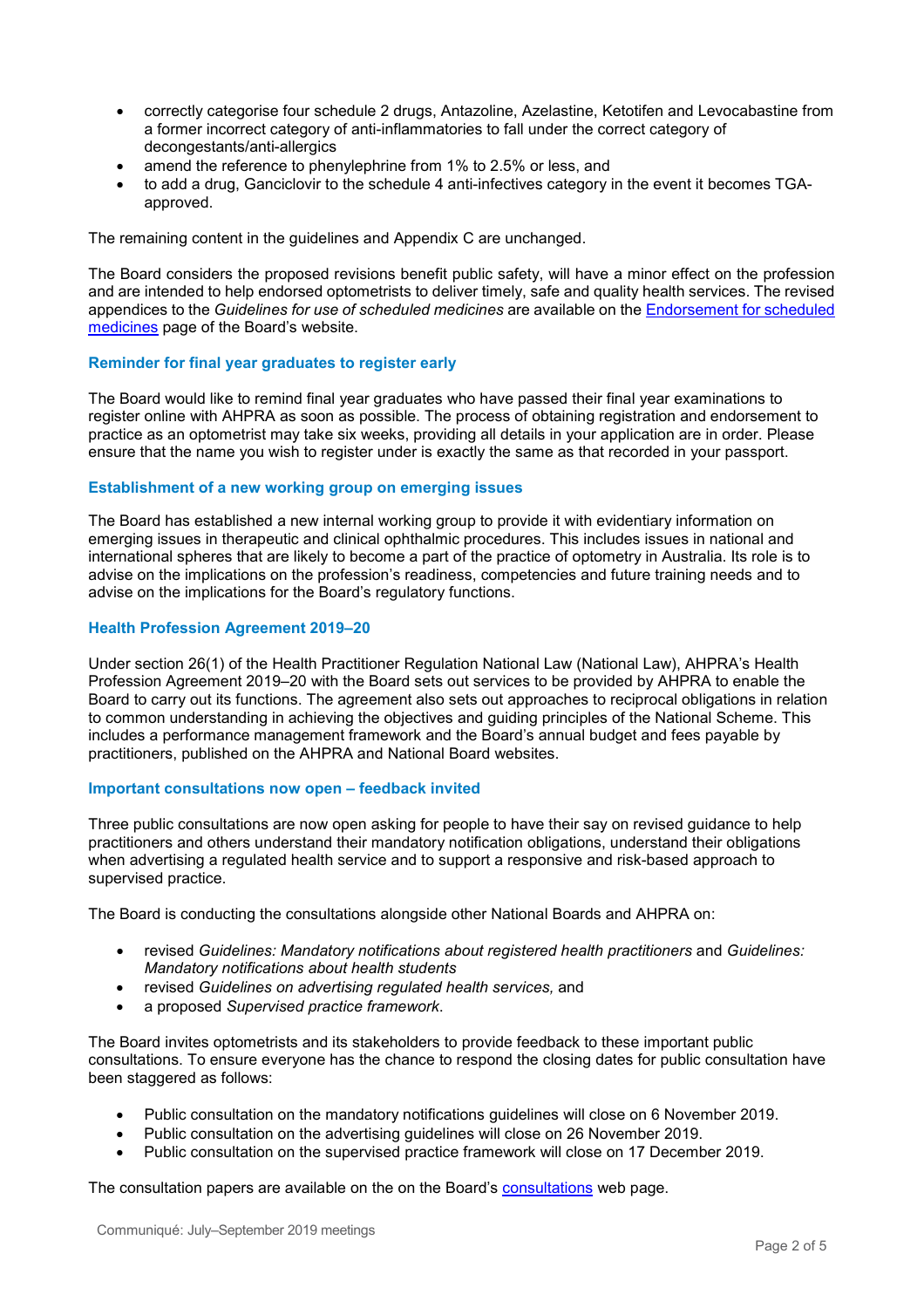- correctly categorise four schedule 2 drugs, Antazoline, Azelastine, Ketotifen and Levocabastine from a former incorrect category of anti-inflammatories to fall under the correct category of decongestants/anti-allergics
- amend the reference to phenylephrine from 1% to 2.5% or less, and
- to add a drug, Ganciclovir to the schedule 4 anti-infectives category in the event it becomes TGA-approved.

The remaining content in the guidelines and Appendix C are unchanged.

The Board considers the proposed revisions benefit public safety, will have a minor effect on the profession and are intended to help endorsed optometrists to deliver timely, safe and quality health services. The revised appendices to the *Guidelines for use of scheduled medicines* are available on the Endorsement for scheduled medicines page of the Board's website.

### Reminder for final year graduates to register early

The Board would like to remind final year graduates who have passed their final year examinations to register online with AHPRA as soon as possible. The process of obtaining registration and endorsement to practice as an optometrist may take six weeks, providing all details in your application are in order. Please ensure that the name you wish to register under is exactly the same as that recorded in your passport.

### Establishment of a new working group on emerging issues

The Board has established a new internal working group to provide it with evidentiary information on emerging issues in therapeutic and clinical ophthalmic procedures. This includes issues in national and international spheres that are likely to become a part of the practice of optometry in Australia. Its role is to advise on the implications on the profession's readiness, competencies and future training needs and to advise on the implications for the Board's regulatory functions.

### Health Profession Agreement 2019–20

Under section 26(1) of the Health Practitioner Regulation National Law (National Law), AHPRA's Health Profession Agreement 2019–20 with the Board sets out services to be provided by AHPRA to enable the Board to carry out its functions. The agreement also sets out approaches to reciprocal obligations in relation to common understanding in achieving the objectives and guiding principles of the National Scheme. This includes a performance management framework and the Board's annual budget and fees payable by practitioners, published on the AHPRA and National Board websites.

### Important consultations now open – feedback invited

Three public consultations are now open asking for people to have their say on revised guidance to help practitioners and others understand their mandatory notification obligations, understand their obligations when advertising a regulated health service and to support a responsive and risk-based approach to supervised practice.

The Board is conducting the consultations alongside other National Boards and AHPRA on:

- revised *Guidelines: Mandatory notifications about registered health practitioners* and *Guidelines: Mandatory notifications about health students*
- revised *Guidelines on advertising regulated health services,* and
- a proposed *Supervised practice framework*.

The Board invites optometrists and its stakeholders to provide feedback to these important public consultations. To ensure everyone has the chance to respond the closing dates for public consultation have been staggered as follows:

- Public consultation on the mandatory notifications guidelines will close on 6 November 2019.
- Public consultation on the advertising guidelines will close on 26 November 2019.
- Public consultation on the supervised practice framework will close on 17 December 2019.

The consultation papers are available on the on the Board's consultations web page.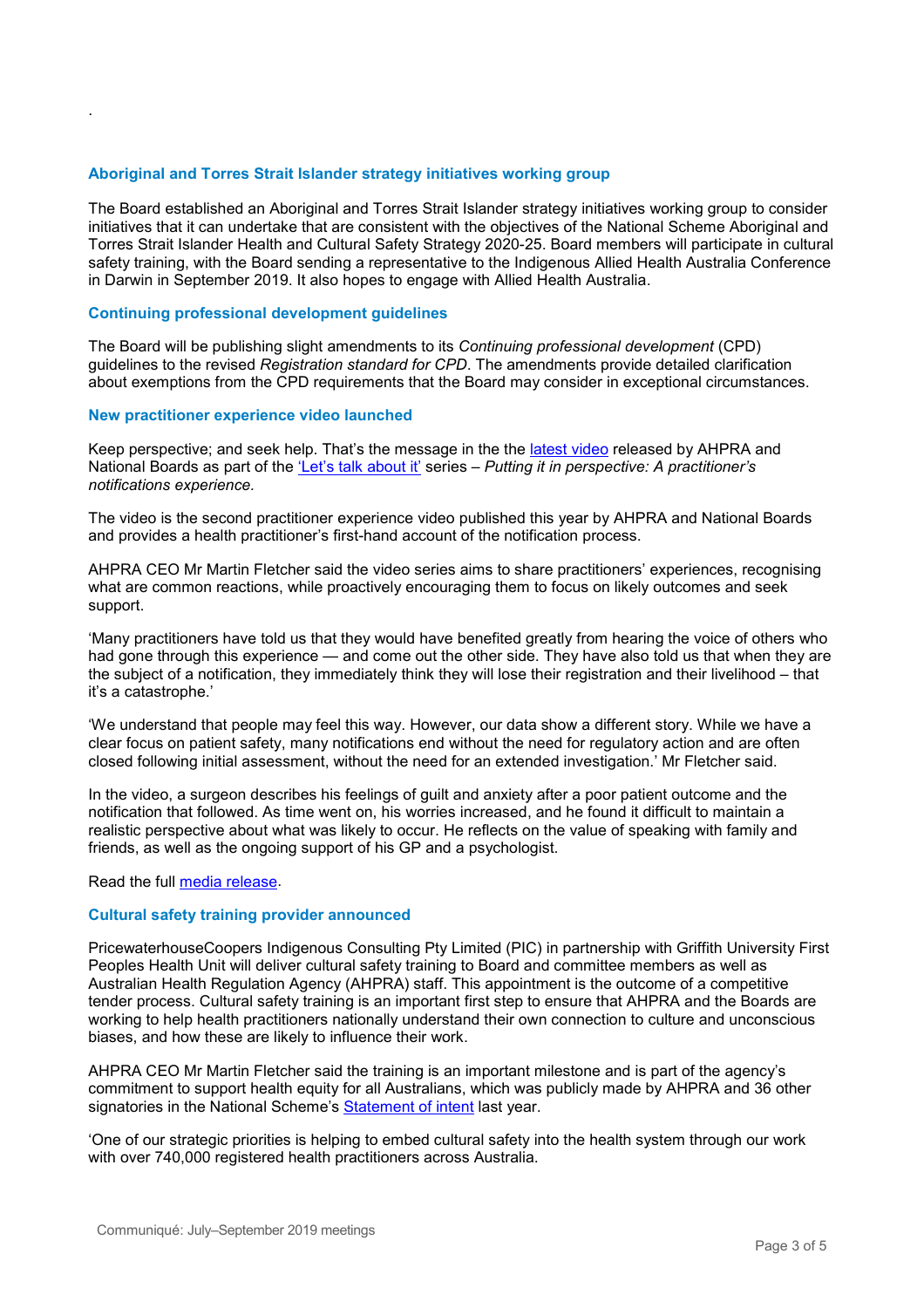.

## Aboriginal and Torres Strait Islander strategy initiatives working group

The Board established an Aboriginal and Torres Strait Islander strategy initiatives working group to consider initiatives that it can undertake that are consistent with the objectives of the National Scheme Aboriginal and Torres Strait Islander Health and Cultural Safety Strategy 2020-25. Board members will participate in cultural safety training, with the Board sending a representative to the Indigenous Allied Health Australia Conference in Darwin in September 2019. It also hopes to engage with Allied Health Australia.

## Continuing professional development guidelines

The Board will be publishing slight amendments to its *Continuing professional development* (CPD) guidelines to the revised *Registration standard for CPD*. The amendments provide detailed clarification about exemptions from the CPD requirements that the Board may consider in exceptional circumstances.

## New practitioner experience video launched

Keep perspective; and seek help. That's the message in the the latest video released by AHPRA and National Boards as part of the 'Let's talk about it' series – *Putting it in perspective: A practitioner's notifications experience.*

The video is the second practitioner experience video published this year by AHPRA and National Boards and provides a health practitioner's first-hand account of the notification process.

AHPRA CEO Mr Martin Fletcher said the video series aims to share practitioners' experiences, recognising what are common reactions, while proactively encouraging them to focus on likely outcomes and seek support.

'Many practitioners have told us that they would have benefited greatly from hearing the voice of others who had gone through this experience — and come out the other side. They have also told us that when they are the subject of a notification, they immediately think they will lose their registration and their livelihood – that it's a catastrophe.'

'We understand that people may feel this way. However, our data show a different story. While we have a clear focus on patient safety, many notifications end without the need for regulatory action and are often closed following initial assessment, without the need for an extended investigation.' Mr Fletcher said.

In the video, a surgeon describes his feelings of guilt and anxiety after a poor patient outcome and the notification that followed. As time went on, his worries increased, and he found it difficult to maintain a realistic perspective about what was likely to occur. He reflects on the value of speaking with family and friends, as well as the ongoing support of his GP and a psychologist.

Read the full media release.

## Cultural safety training provider announced

PricewaterhouseCoopers Indigenous Consulting Pty Limited (PIC) in partnership with Griffith University First Peoples Health Unit will deliver cultural safety training to Board and committee members as well as Australian Health Regulation Agency (AHPRA) staff. This appointment is the outcome of a competitive tender process. Cultural safety training is an important first step to ensure that AHPRA and the Boards are working to help health practitioners nationally understand their own connection to culture and unconscious biases, and how these are likely to influence their work.

AHPRA CEO Mr Martin Fletcher said the training is an important milestone and is part of the agency's commitment to support health equity for all Australians, which was publicly made by AHPRA and 36 other signatories in the National Scheme's Statement of intent last year.

'One of our strategic priorities is helping to embed cultural safety into the health system through our work with over 740,000 registered health practitioners across Australia.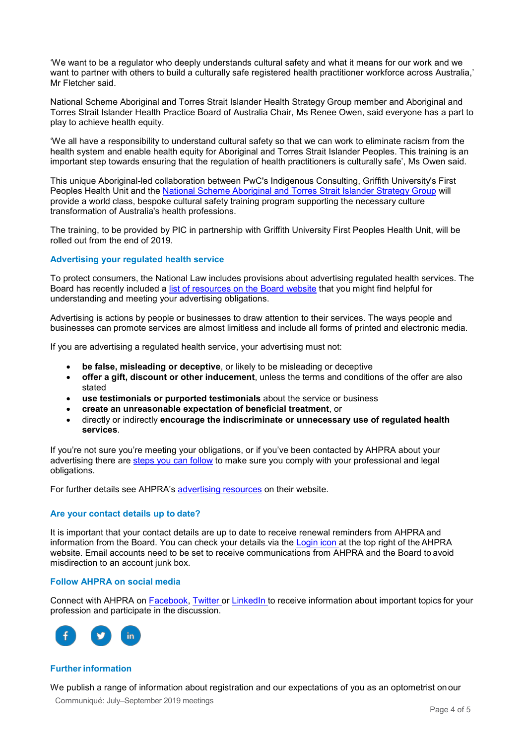'We want to be a regulator who deeply understands cultural safety and what it means for our work and we want to partner with others to build a culturally safe registered health practitioner workforce across Australia,' Mr Fletcher said.

National Scheme Aboriginal and Torres Strait Islander Health Strategy Group member and Aboriginal and Torres Strait Islander Health Practice Board of Australia Chair, Ms Renee Owen, said everyone has a part to play to achieve health equity.

'We all have a responsibility to understand cultural safety so that we can work to eliminate racism from the health system and enable health equity for Aboriginal and Torres Strait Islander Peoples. This training is an important step towards ensuring that the regulation of health practitioners is culturally safe', Ms Owen said.

This unique Aboriginal-led collaboration between PwC's Indigenous Consulting, Griffith University's First Peoples Health Unit and the National Scheme Aboriginal and Torres Strait Islander Strategy Group will provide a world class, bespoke cultural safety training program supporting the necessary culture transformation of Australia's health professions.

The training, to be provided by PIC in partnership with Griffith University First Peoples Health Unit, will be rolled out from the end of 2019.

### Advertising your regulated health service

To protect consumers, the National Law includes provisions about advertising regulated health services. The Board has recently included a list of resources on the Board website that you might find helpful for understanding and meeting your advertising obligations.

Advertising is actions by people or businesses to draw attention to their services. The ways people and businesses can promote services are almost limitless and include all forms of printed and electronic media.

If you are advertising a regulated health service, your advertising must not:

- **be false, misleading or deceptive**, or likely to be misleading or deceptive
- **offer a gift, discount or other inducement**, unless the terms and conditions of the offer are also stated
- **use testimonials or purported testimonials** about the service or business
- **create an unreasonable expectation of beneficial treatment**, or
- directly or indirectly **encourage the indiscriminate or unnecessary use of regulated health services**.

If you're not sure you're meeting your obligations, or if you've been contacted by AHPRA about your advertising there are steps you can follow to make sure you comply with your professional and legal obligations.

For further details see AHPRA's advertising resources on their website.

### Are your contact details up to date?

It is important that your contact details are up to date to receive renewal reminders from AHPRA and information from the Board. You can check your details via the Login icon at the top right of the AHPRA website. Email accounts need to be set to receive communications from AHPRA and the Board to avoid misdirection to an account junk box.

### Follow AHPRA on social media

Connect with AHPRA on Facebook, Twitter or LinkedIn to receive information about important topics for your profession and participate in the discussion.

### Further information

We publish a range of information about registration and our expectations of you as an optometrist on our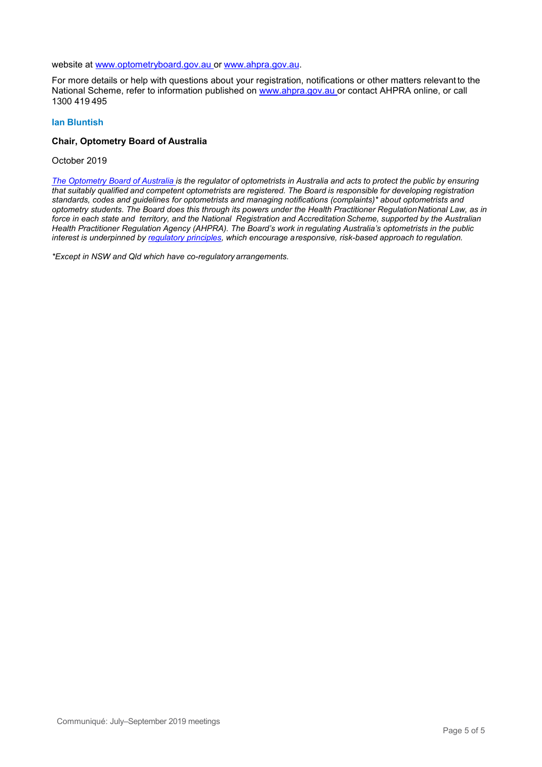website at [www.optometryboard.gov.au](http://www.optometryboard.gov.au) or [www.ahpra.gov.au](http://www.ahpra.gov.au).

For more details or help with questions about your registration, notifications or other matters relevant to the National Scheme, refer to information published on [www.ahpra.gov.au](http://www.ahpra.gov.au) or contact AHPRA online, or call 1300 419 495

**Ian Bluntish**

**Chair, Optometry Board of Australia**

October 2019

*[The Optometry Board of Australia](http://www.optometryboard.gov.au) is the regulator of optometrists in Australia and acts to protect the public by ensuring that suitably qualified and competent optometrists are registered. The Board is responsible for developing registration standards, codes and guidelines for optometrists and managing notifications (complaints)\* about optometrists and optometry students. The Board does this through its powers under the Health Practitioner Regulation National Law, as in force in each state and territory, and the National Registration and Accreditation Scheme, supported by the Australian Health Practitioner Regulation Agency (AHPRA). The Board's work in regulating Australia's optometrists in the public interest is underpinned by [regulatory principles](#), which encourage a responsive, risk-based approach to regulation.*

*\*Except in NSW and Qld which have co-regulatory arrangements.*